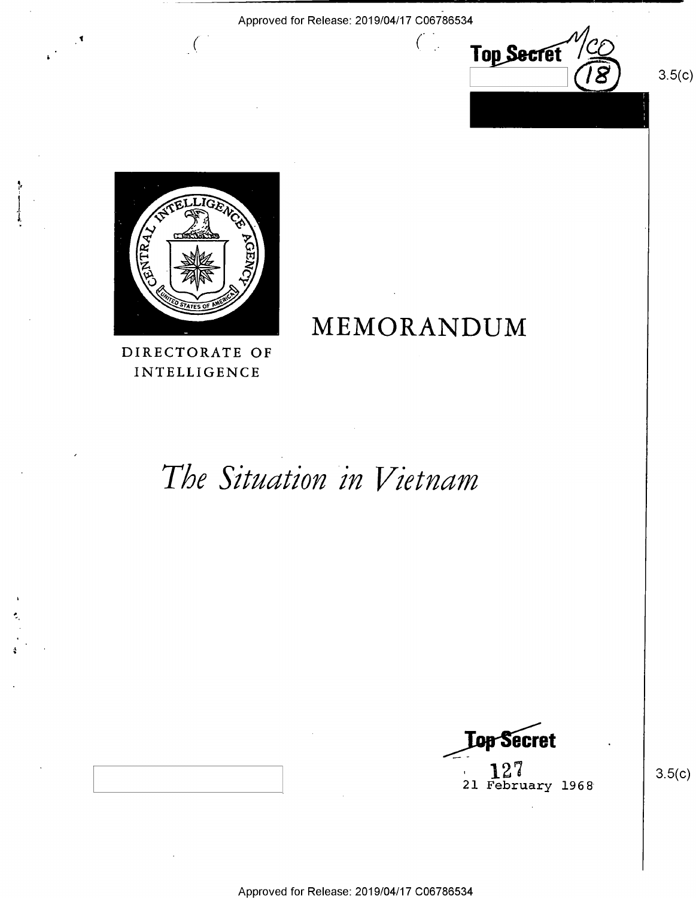Top Secret

3.5(c)

DIRECTORATE OF INTELLIGENCE

# MEMORANDUM

# *The Situation in Vietnam*

Top Secret

127

21 February 1968

3.5(c)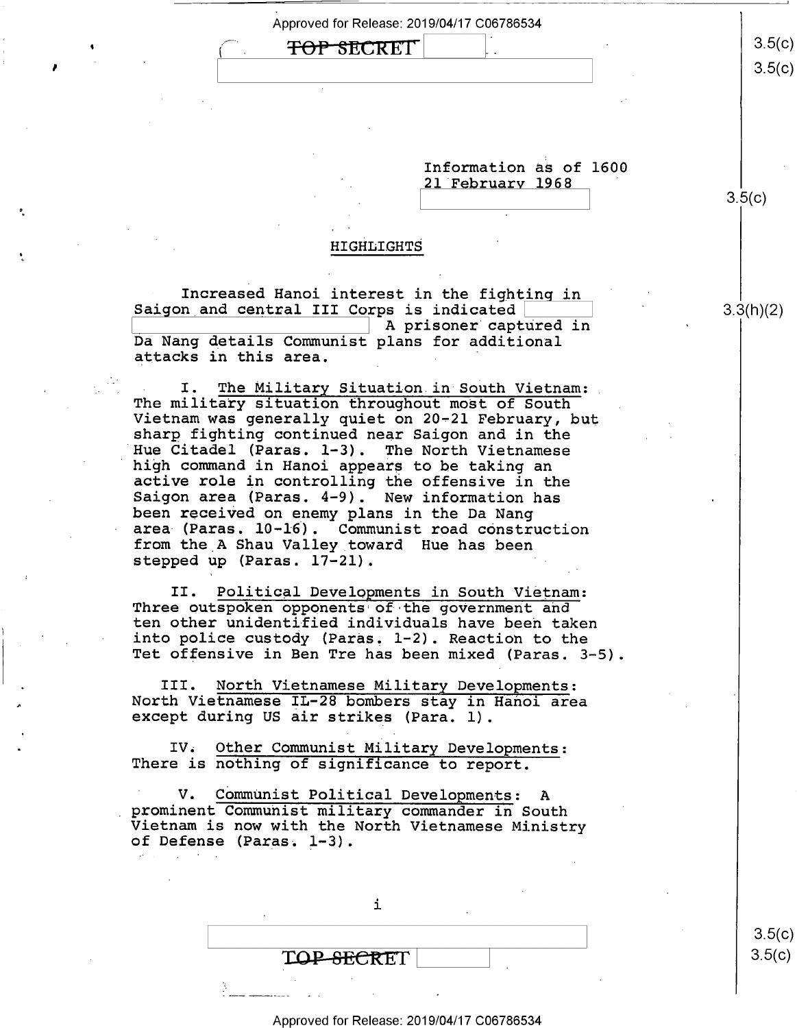Information as of 1600
21 February 1968

## HIGHLIGHTS

Increased Hanoi interest in the fighting in Saigon and central III Corps is indicated A prisoner captured in Da Nang details Communist plans for additional attacks in this area.

I. The Military Situation in South Vietnam: The military situation throughout most of South Vietnam was generally quiet on 20-21 February, but sharp fighting continued near Saigon and in the Hue Citadel (Paras. 1-3). The North Vietnamese high command in Hanoi appears to be taking an active role in controlling the offensive in the Saigon area (Paras. 4-9). New information has been received on enemy plans in the Da Nang area (Paras. 10-16). Communist road construction from the A Shau Valley toward Hue has been stepped up (Paras. 17-21).

II. Political Developments in South Vietnam: Three outspoken opponents of the government and ten other unidentified individuals have been taken into police custody (Paras. 1-2). Reaction to the Tet offensive in Ben Tre has been mixed (Paras. 3-5).

III. North Vietnamese Military Developments: North Vietnamese IL-28 bombers stay in Hanoi area except during US air strikes (Para. 1).

IV. Other Communist Military Developments: There is nothing of significance to report.

V. Communist Political Developments: A prominent Communist military commander in South Vietnam is now with the North Vietnamese Ministry of Defense (Paras. 1-3).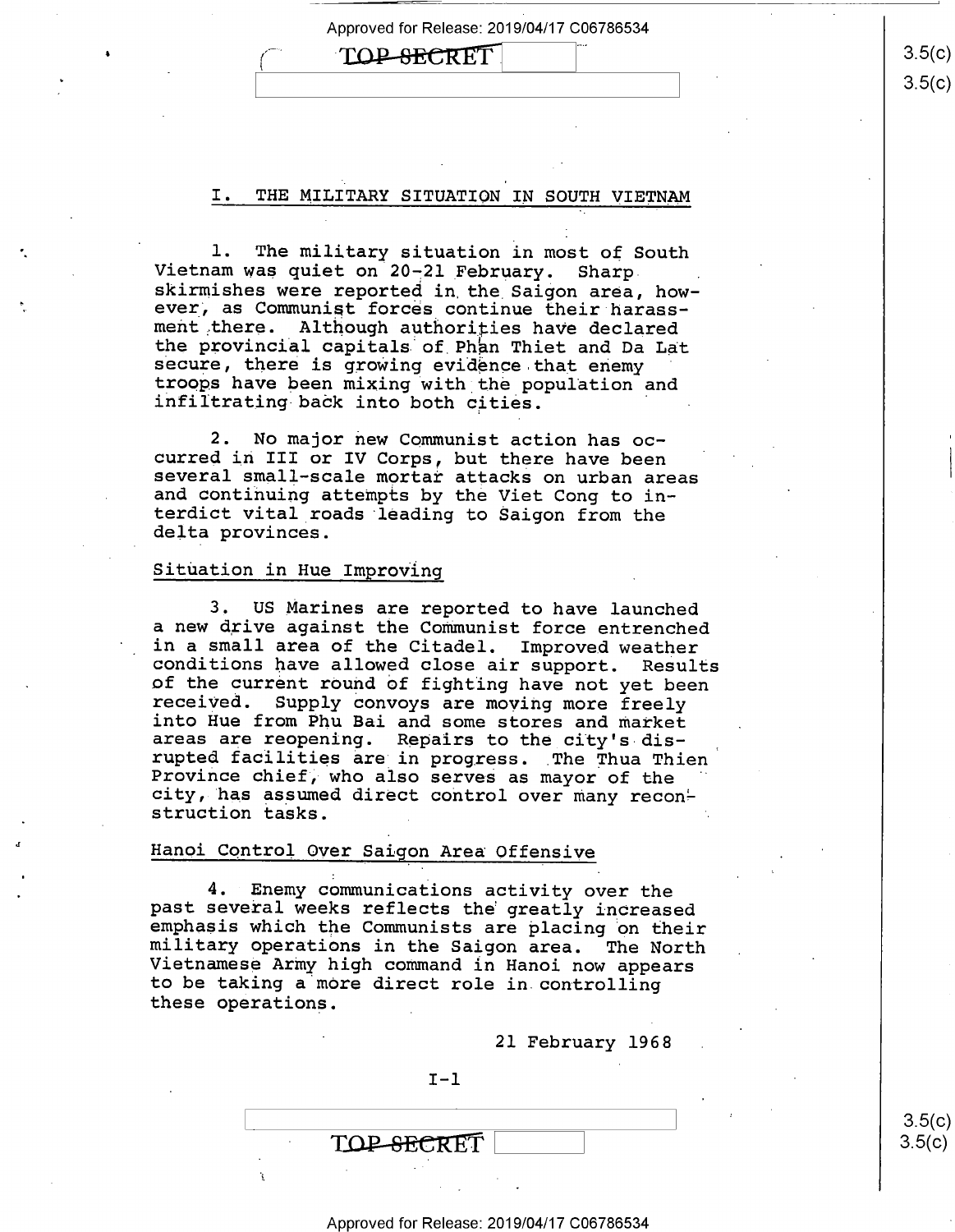## I. THE MILITARY SITUATION IN SOUTH VIETNAM

1. The military situation in most of South Vietnam was quiet on 20-21 February. Sharp skirmishes were reported in the Saigon area, however, as Communist forces continue their harassment there. Although authorities have declared the provincial capitals of Phan Thiet and Da Lat secure, there is growing evidence that enemy troops have been mixing with the population and infiltrating back into both cities.

2. No major new Communist action has occurred in III or IV Corps, but there have been several small-scale mortar attacks on urban areas and continuing attempts by the Viet Cong to interdict vital roads leading to Saigon from the delta provinces.

### Situation in Hue Improving

3. US Marines are reported to have launched a new drive against the Communist force entrenched in a small area of the Citadel. Improved weather conditions have allowed close air support. Results of the current round of fighting have not yet been received. Supply convoys are moving more freely into Hue from Phu Bai and some stores and market areas are reopening. Repairs to the city's disrupted facilities are in progress. The Thua Thien Province chief, who also serves as mayor of the city, has assumed direct control over many reconstruction tasks.

### Hanoi Control Over Saigon Area Offensive

4. Enemy communications activity over the past several weeks reflects the greatly increased emphasis which the Communists are placing on their military operations in the Saigon area. The North Vietnamese Army high command in Hanoi now appears to be taking a more direct role in controlling these operations.

21 February 1968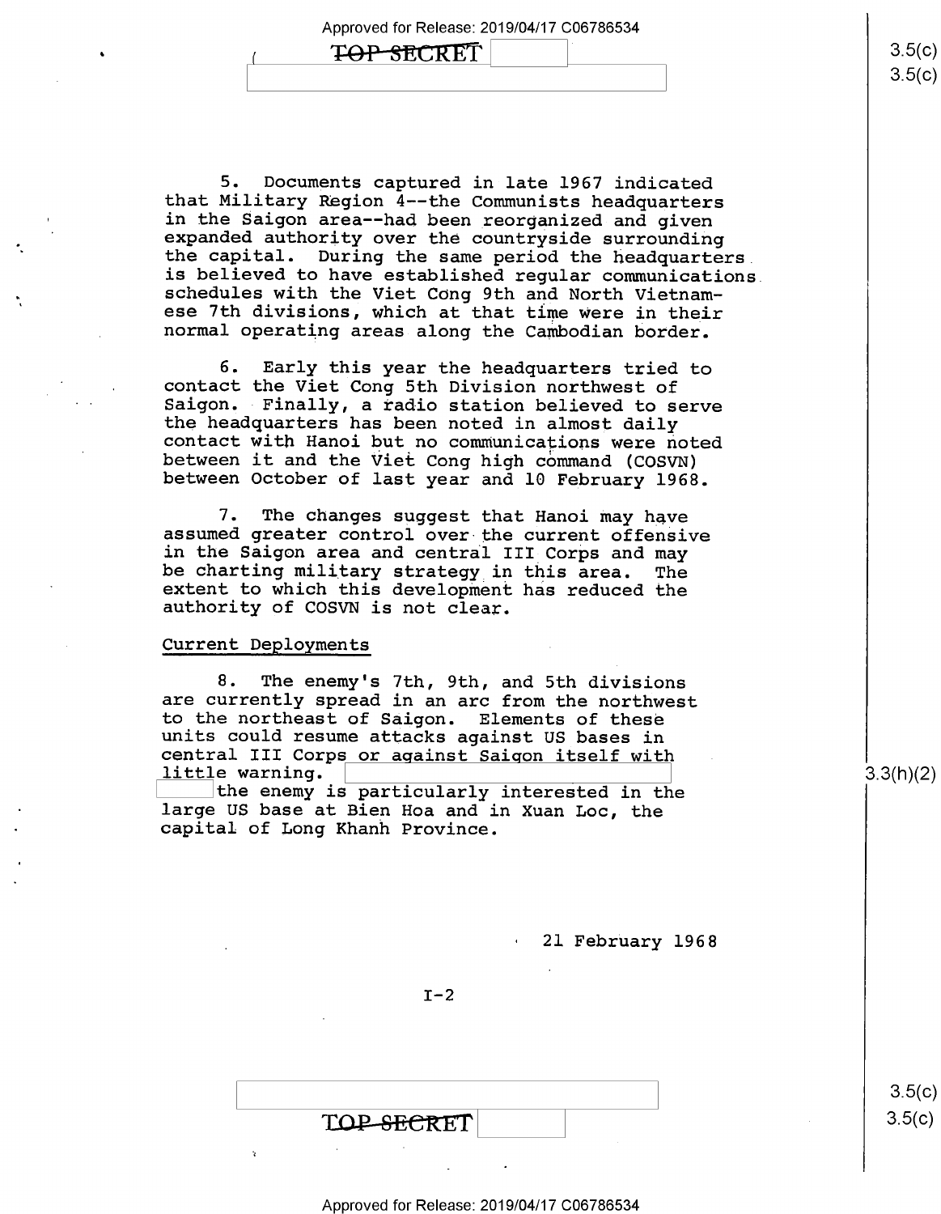5. Documents captured in late 1967 indicated that Military Region 4--the Communists headquarters in the Saigon area--had been reorganized and given expanded authority over the countryside surrounding the capital. During the same period the headquarters is believed to have established regular communications schedules with the Viet Cong 9th and North Vietnamese 7th divisions, which at that time were in their normal operating areas along the Cambodian border.

6. Early this year the headquarters tried to contact the Viet Cong 5th Division northwest of Saigon. Finally, a radio station believed to serve the headquarters has been noted in almost daily contact with Hanoi but no communications were noted between it and the Viet Cong high command (COSVN) between October of last year and 10 February 1968.

7. The changes suggest that Hanoi may have assumed greater control over the current offensive in the Saigon area and central III Corps and may be charting military strategy in this area. The extent to which this development has reduced the authority of COSVN is not clear.

Current Deployments

8. The enemy's 7th, 9th, and 5th divisions are currently spread in an arc from the northwest to the northeast of Saigon. Elements of these units could resume attacks against US bases in central III Corps or against Saigon itself with little warning. [redacted] the enemy is particularly interested in the large US base at Bien Hoa and in Xuan Loc, the capital of Long Khanh Province.

21 February 1968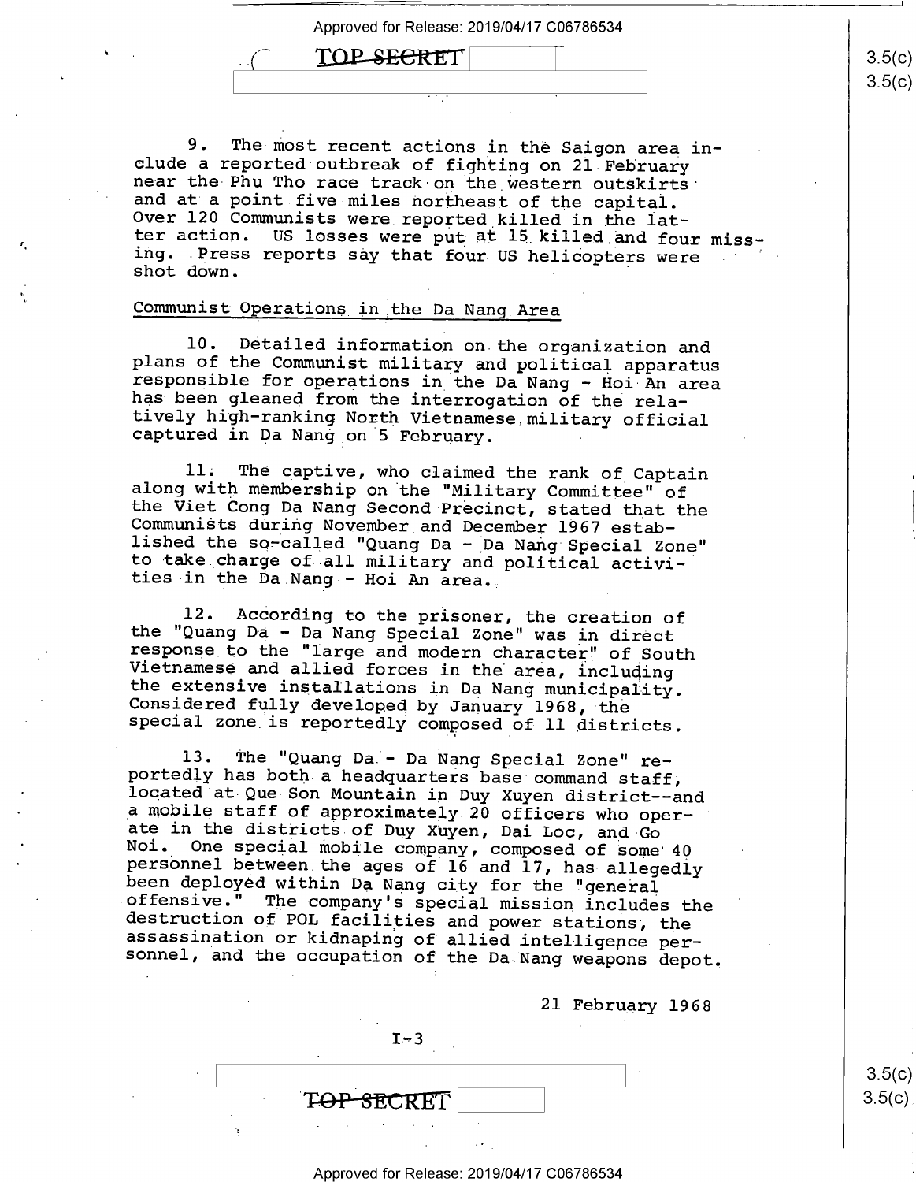9. The most recent actions in the Saigon area include a reported outbreak of fighting on 21 February near the Phu Tho race track on the western outskirts and at a point five miles northeast of the capital. Over 120 Communists were reported killed in the latter action. US losses were put at 15 killed and four missing. Press reports say that four US helicopters were shot down.

Communist Operations in the Da Nang Area

10. Detailed information on the organization and plans of the Communist military and political apparatus responsible for operations in the Da Nang - Hoi An area has been gleaned from the interrogation of the relatively high-ranking North Vietnamese military official captured in Da Nang on 5 February.

11. The captive, who claimed the rank of Captain along with membership on the "Military Committee" of the Viet Cong Da Nang Second Precinct, stated that the Communists during November and December 1967 established the so-called "Quang Da - Da Nang Special Zone" to take charge of all military and political activities in the Da Nang - Hoi An area.

12. According to the prisoner, the creation of the "Quang Da - Da Nang Special Zone" was in direct response to the "large and modern character" of South Vietnamese and allied forces in the area, including the extensive installations in Da Nang municipality. Considered fully developed by January 1968, the special zone is reportedly composed of 11 districts.

13. The "Quang Da - Da Nang Special Zone" reportedly has both a headquarters base command staff, located at Que Son Mountain in Duy Xuyen district--and a mobile staff of approximately 20 officers who operate in the districts of Duy Xuyen, Dai Loc, and Go Noi. One special mobile company, composed of some 40 personnel between the ages of 16 and 17, has allegedly been deployed within Da Nang city for the "general offensive." The company's special mission includes the destruction of POL facilities and power stations, the assassination or kidnaping of allied intelligence personnel, and the occupation of the Da Nang weapons depot.

21 February 1968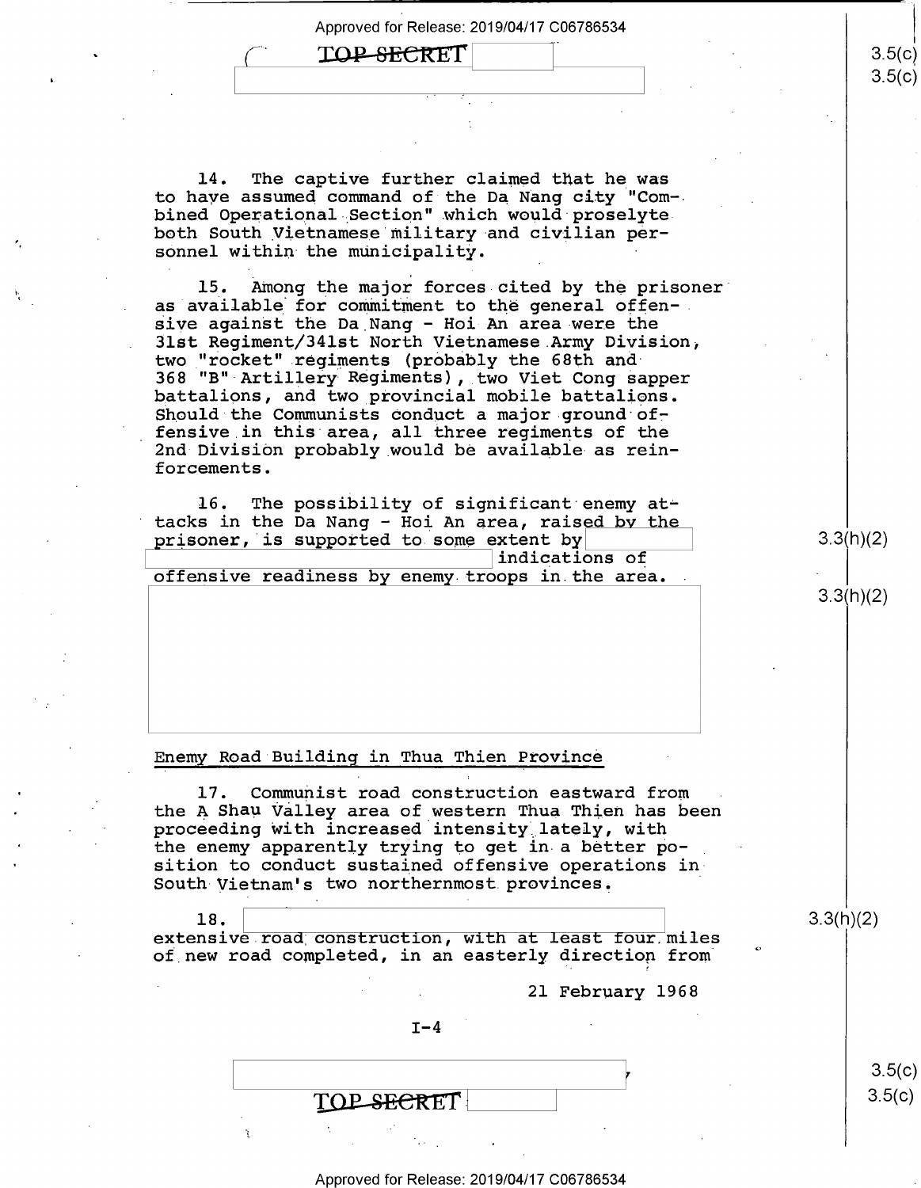14. The captive further claimed that he was to have assumed command of the Da Nang city "Combined Operational Section" which would proselyte both South Vietnamese military and civilian personnel within the municipality.

15. Among the major forces cited by the prisoner as available for commitment to the general offensive against the Da Nang - Hoi An area were the 31st Regiment/341st North Vietnamese Army Division, two "rocket" regiments (probably the 68th and 368 "B" Artillery Regiments), two Viet Cong sapper battalions, and two provincial mobile battalions. Should the Communists conduct a major ground offensive in this area, all three regiments of the 2nd Division probably would be available as reinforcements.

16. The possibility of significant enemy attacks in the Da Nang - Hoi An area, raised by the prisoner, is supported to some extent by [redacted] indications of offensive readiness by enemy troops in the area. [redacted]

## Enemy Road Building in Thua Thien Province

17. Communist road construction eastward from the A Shau Valley area of western Thua Thien has been proceeding with increased intensity lately, with the enemy apparently trying to get in a better position to conduct sustained offensive operations in South Vietnam's two northernmost provinces.

18. [redacted] extensive road construction, with at least four miles of new road completed, in an easterly direction from

21 February 1968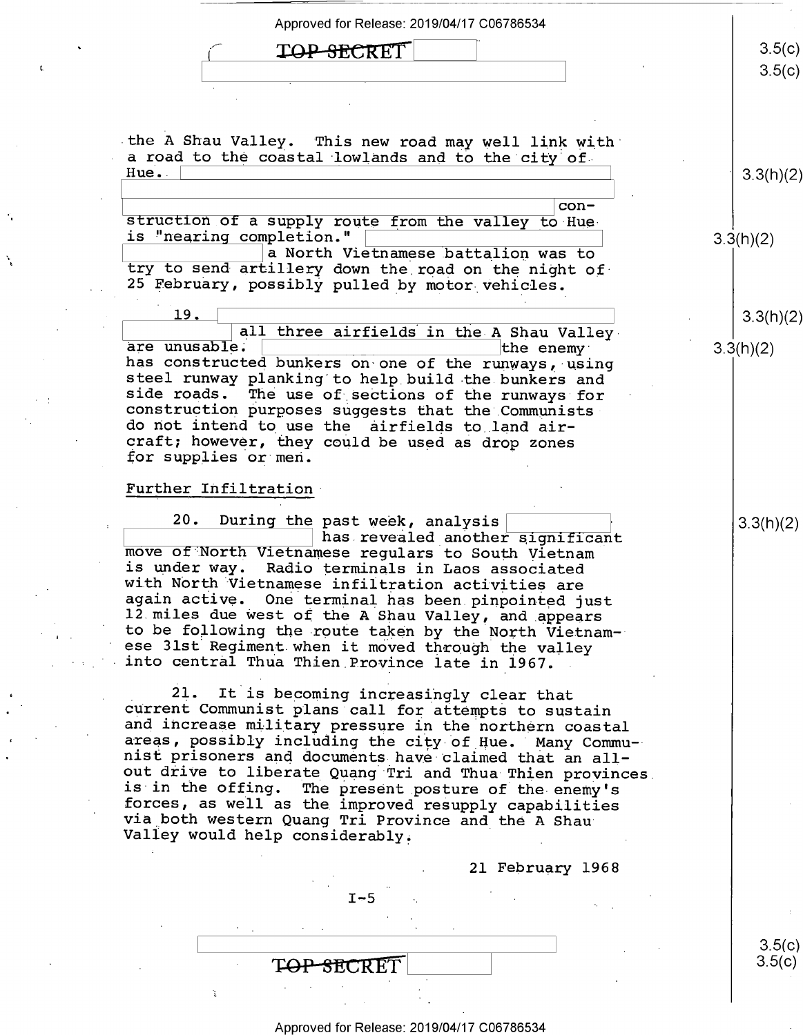the A Shau Valley. This new road may well link with a road to the coastal lowlands and to the city of Hue. construction of a supply route from the valley to Hue is "nearing completion." a North Vietnamese battalion was to try to send artillery down the road on the night of 25 February, possibly pulled by motor vehicles.

19. all three airfields in the A Shau Valley are unusable. the enemy has constructed bunkers on one of the runways, using steel runway planking to help build the bunkers and side roads. The use of sections of the runways for construction purposes suggests that the Communists do not intend to use the airfields to land aircraft; however, they could be used as drop zones for supplies or men.

## Further Infiltration

20. During the past week, analysis has revealed another significant move of North Vietnamese regulars to South Vietnam is under way. Radio terminals in Laos associated with North Vietnamese infiltration activities are again active. One terminal has been pinpointed just 12 miles due west of the A Shau Valley, and appears to be following the route taken by the North Vietnamese 31st Regiment when it moved through the valley into central Thua Thien Province late in 1967.

21. It is becoming increasingly clear that current Communist plans call for attempts to sustain and increase military pressure in the northern coastal areas, possibly including the city of Hue. Many Communist prisoners and documents have claimed that an all-out drive to liberate Quang Tri and Thua Thien provinces is in the offing. The present posture of the enemy's forces, as well as the improved resupply capabilities via both western Quang Tri Province and the A Shau Valley would help considerably.

21 February 1968

I-5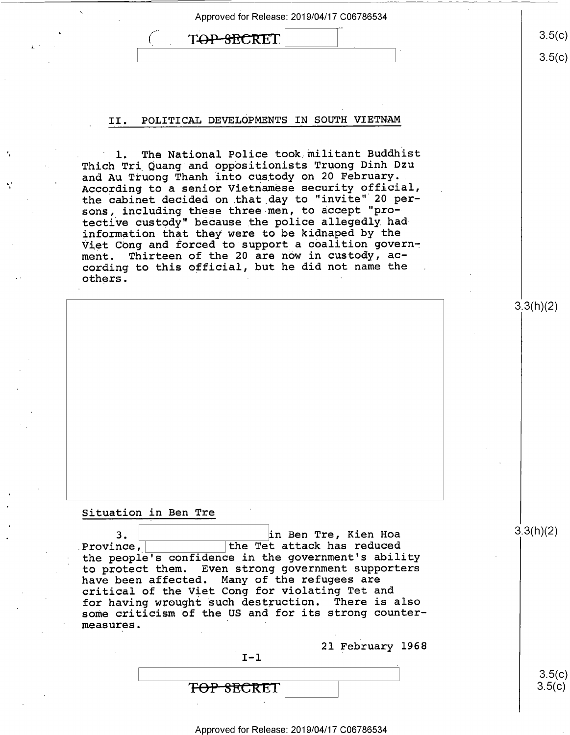## II. POLITICAL DEVELOPMENTS IN SOUTH VIETNAM

1. The National Police took militant Buddhist Thich Tri Quang and oppositionists Truong Dinh Dzu and Au Truong Thanh into custody on 20 February. According to a senior Vietnamese security official, the cabinet decided on that day to "invite" 20 persons, including these three men, to accept "protective custody" because the police allegedly had information that they were to be kidnaped by the Viet Cong and forced to support a coalition government. Thirteen of the 20 are now in custody, according to this official, but he did not name the others.

### Situation in Ben Tre

3. in Ben Tre, Kien Hoa Province, the Tet attack has reduced the people's confidence in the government's ability to protect them. Even strong government supporters have been affected. Many of the refugees are critical of the Viet Cong for violating Tet and for having wrought such destruction. There is also some criticism of the US and for its strong countermeasures.

21 February 1968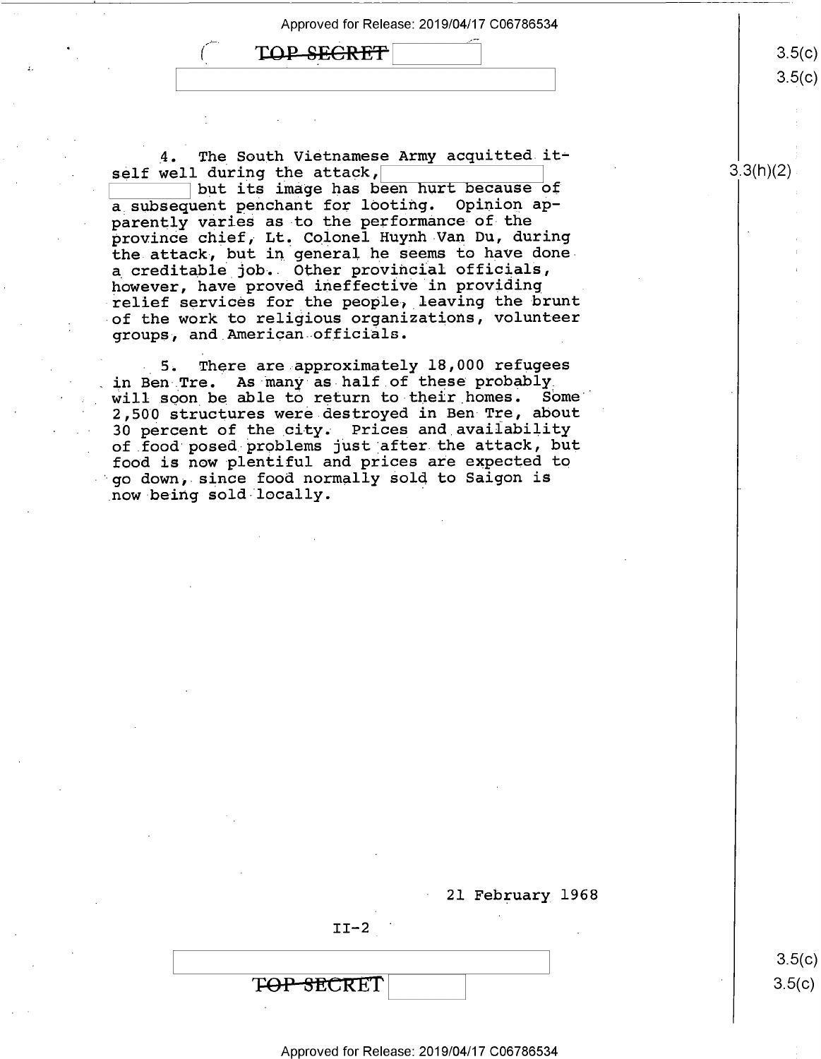4. The South Vietnamese Army acquitted itself well during the attack, [redacted] but its image has been hurt because of a subsequent penchant for looting. Opinion apparently varies as to the performance of the province chief, Lt. Colonel Huynh Van Du, during the attack, but in general he seems to have done a creditable job. Other provincial officials, however, have proved ineffective in providing relief services for the people, leaving the brunt of the work to religious organizations, volunteer groups, and American officials.

5. There are approximately 18,000 refugees in Ben Tre. As many as half of these probably will soon be able to return to their homes. Some 2,500 structures were destroyed in Ben Tre, about 30 percent of the city. Prices and availability of food posed problems just after the attack, but food is now plentiful and prices are expected to go down, since food normally sold to Saigon is now being sold locally.

21 February 1968

II-2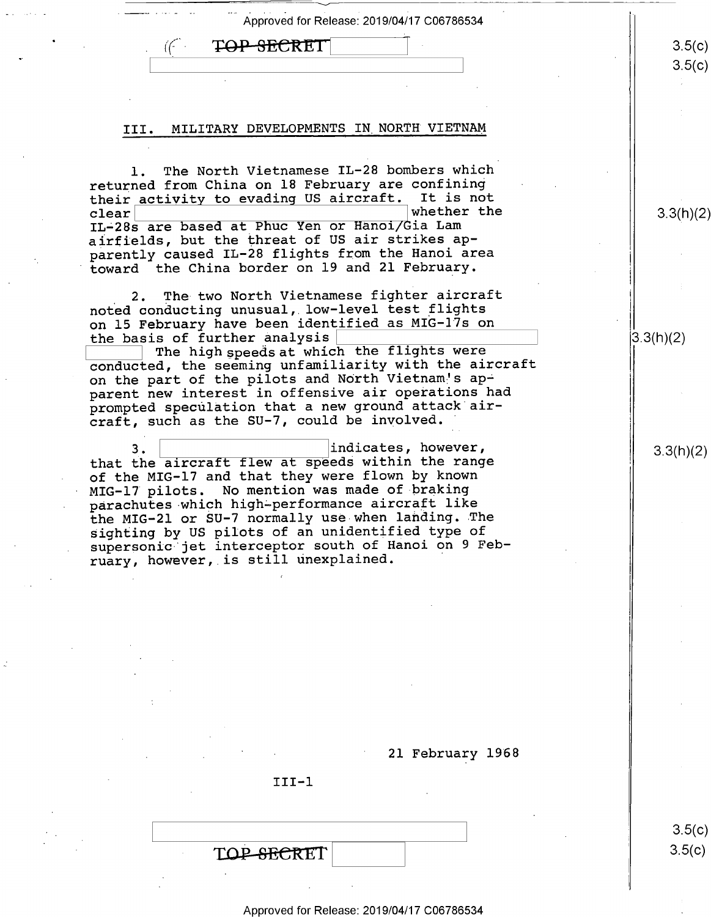## III. MILITARY DEVELOPMENTS IN NORTH VIETNAM

1. The North Vietnamese IL-28 bombers which returned from China on 18 February are confining their activity to evading US aircraft. It is not clear [redacted] whether the IL-28s are based at Phuc Yen or Hanoi/Gia Lam airfields, but the threat of US air strikes apparently caused IL-28 flights from the Hanoi area toward the China border on 19 and 21 February.

2. The two North Vietnamese fighter aircraft noted conducting unusual, low-level test flights on 15 February have been identified as MIG-17s on the basis of further analysis [redacted] The high speeds at which the flights were conducted, the seeming unfamiliarity with the aircraft on the part of the pilots and North Vietnam's apparent new interest in offensive air operations had prompted speculation that a new ground attack aircraft, such as the SU-7, could be involved.

3. [redacted] indicates, however, that the aircraft flew at speeds within the range of the MIG-17 and that they were flown by known MIG-17 pilots. No mention was made of braking parachutes which high-performance aircraft like the MIG-21 or SU-7 normally use when landing. The sighting by US pilots of an unidentified type of supersonic jet interceptor south of Hanoi on 9 February, however, is still unexplained.

21 February 1968

III-1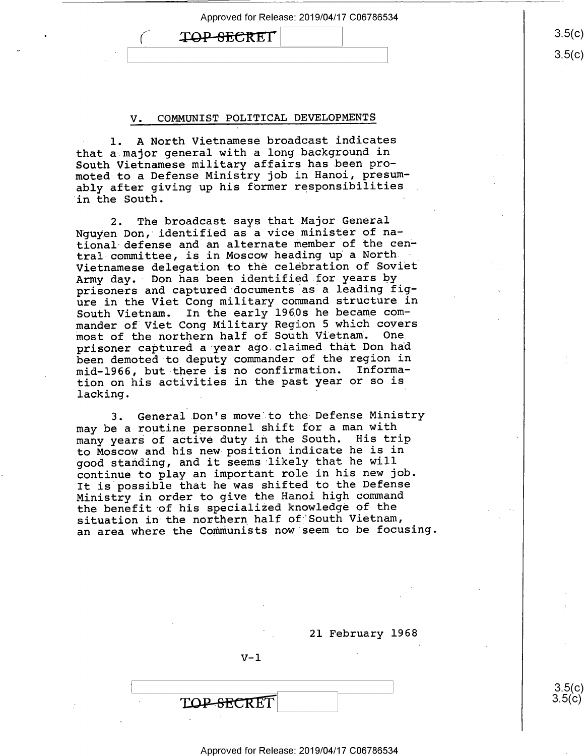## V. COMMUNIST POLITICAL DEVELOPMENTS

1. A North Vietnamese broadcast indicates that a major general with a long background in South Vietnamese military affairs has been promoted to a Defense Ministry job in Hanoi, presumably after giving up his former responsibilities in the South.

2. The broadcast says that Major General Nguyen Don, identified as a vice minister of national defense and an alternate member of the central committee, is in Moscow heading up a North Vietnamese delegation to the celebration of Soviet Army day. Don has been identified for years by prisoners and captured documents as a leading figure in the Viet Cong military command structure in South Vietnam. In the early 1960s he became commander of Viet Cong Military Region 5 which covers most of the northern half of South Vietnam. One prisoner captured a year ago claimed that Don had been demoted to deputy commander of the region in mid-1966, but there is no confirmation. Information on his activities in the past year or so is lacking.

3. General Don's move to the Defense Ministry may be a routine personnel shift for a man with many years of active duty in the South. His trip to Moscow and his new position indicate he is in good standing, and it seems likely that he will continue to play an important role in his new job. It is possible that he was shifted to the Defense Ministry in order to give the Hanoi high command the benefit of his specialized knowledge of the situation in the northern half of South Vietnam, an area where the Communists now seem to be focusing.

21 February 1968